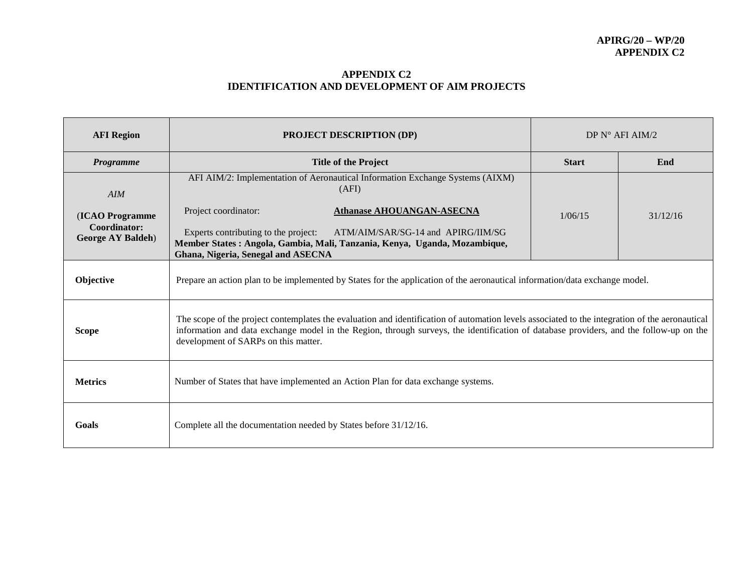## APPENDIX C2
## IDENTIFICATION AND DEVELOPMENT OF AIM PROJECTS

| **AFI Region** | **PROJECT DESCRIPTION (DP)** | DP N° AFI AIM/2 | |
|---|---|---|---|
| ***Programme*** | **Title of the Project** | **Start** | **End** |
| *AIM*<br><br>(**ICAO Programme Coordinator: George AY Baldeh**) | AFI AIM/2: Implementation of Aeronautical Information Exchange Systems (AIXM) (AFI)<br><br>Project coordinator: **Athanase AHOUANGAN-ASECNA**<br><br>Experts contributing to the project: ATM/AIM/SAR/SG-14 and APIRG/IIM/SG<br>**Member States : Angola, Gambia, Mali, Tanzania, Kenya, Uganda, Mozambique, Ghana, Nigeria, Senegal and ASECNA** | 1/06/15 | 31/12/16 |
| **Objective** | Prepare an action plan to be implemented by States for the application of the aeronautical information/data exchange model. | | |
| **Scope** | The scope of the project contemplates the evaluation and identification of automation levels associated to the integration of the aeronautical information and data exchange model in the Region, through surveys, the identification of database providers, and the follow-up on the development of SARPs on this matter. | | |
| **Metrics** | Number of States that have implemented an Action Plan for data exchange systems. | | |
| **Goals** | Complete all the documentation needed by States before 31/12/16. | | |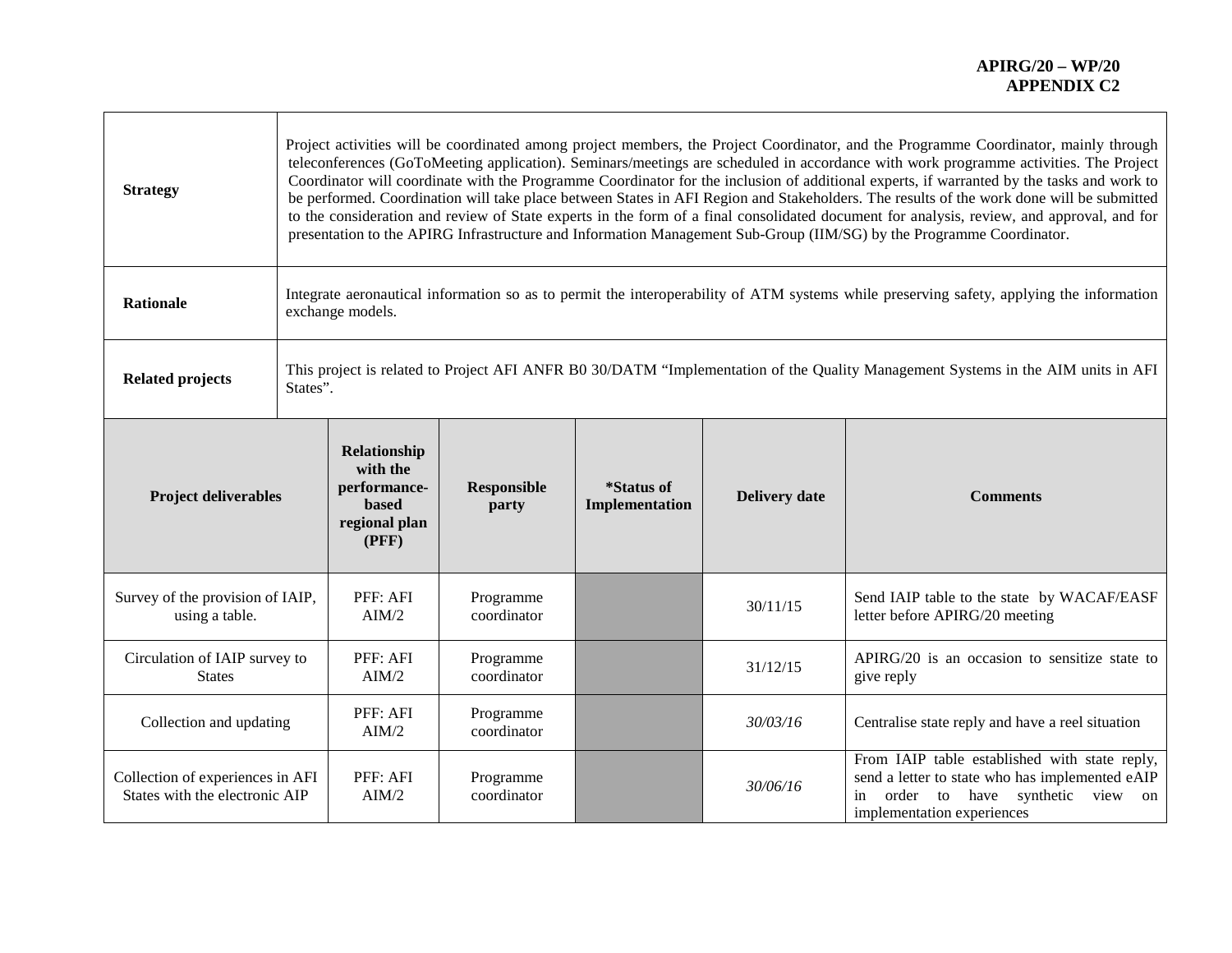| | |
|---|---|
| **Strategy** | Project activities will be coordinated among project members, the Project Coordinator, and the Programme Coordinator, mainly through teleconferences (GoToMeeting application). Seminars/meetings are scheduled in accordance with work programme activities. The Project Coordinator will coordinate with the Programme Coordinator for the inclusion of additional experts, if warranted by the tasks and work to be performed. Coordination will take place between States in AFI Region and Stakeholders. The results of the work done will be submitted to the consideration and review of State experts in the form of a final consolidated document for analysis, review, and approval, and for presentation to the APIRG Infrastructure and Information Management Sub-Group (IIM/SG) by the Programme Coordinator. |
| **Rationale** | Integrate aeronautical information so as to permit the interoperability of ATM systems while preserving safety, applying the information exchange models. |
| **Related projects** | This project is related to Project AFI ANFR B0 30/DATM "Implementation of the Quality Management Systems in the AIM units in AFI States". |

| **Project deliverables** | **Relationship with the performance-based regional plan (PFF)** | **Responsible party** | ***Status of Implementation** | **Delivery date** | **Comments** |
|---|---|---|---|---|---|
| Survey of the provision of IAIP, using a table. | PFF: AFI AIM/2 | Programme coordinator | | 30/11/15 | Send IAIP table to the state by WACAF/EASF letter before APIRG/20 meeting |
| Circulation of IAIP survey to States | PFF: AFI AIM/2 | Programme coordinator | | 31/12/15 | APIRG/20 is an occasion to sensitize state to give reply |
| Collection and updating | PFF: AFI AIM/2 | Programme coordinator | | *30/03/16* | Centralise state reply and have a reel situation |
| Collection of experiences in AFI States with the electronic AIP | PFF: AFI AIM/2 | Programme coordinator | | *30/06/16* | From IAIP table established with state reply, send a letter to state who has implemented eAIP in order to have synthetic view on implementation experiences |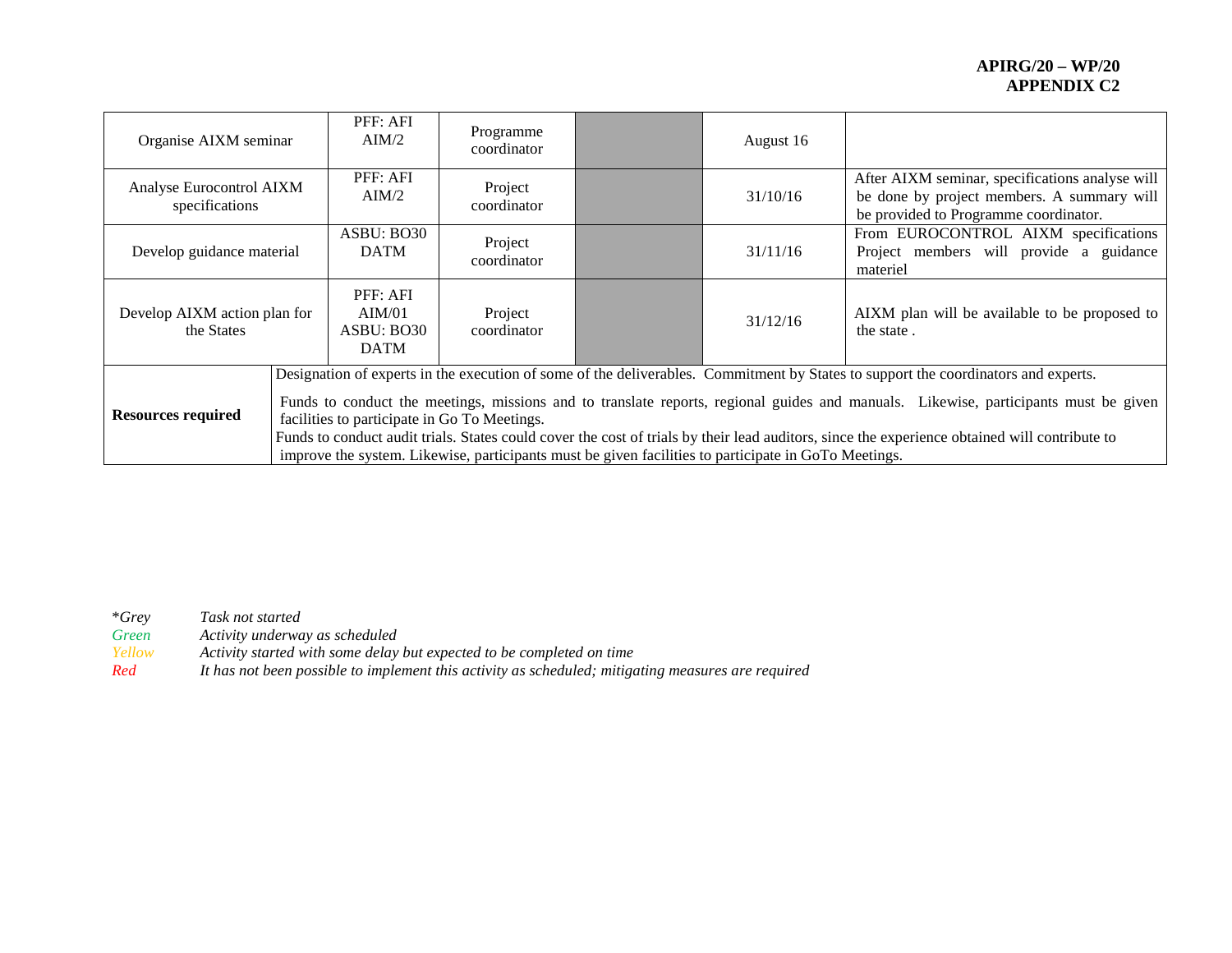| Organise AIXM seminar | PFF: AFI AIM/2 | Programme coordinator | | August 16 | |
|---|---|---|---|---|---|
| Analyse Eurocontrol AIXM specifications | PFF: AFI AIM/2 | Project coordinator | | 31/10/16 | After AIXM seminar, specifications analyse will be done by project members. A summary will be provided to Programme coordinator. |
| Develop guidance material | ASBU: BO30 DATM | Project coordinator | | 31/11/16 | From EUROCONTROL AIXM specifications Project members will provide a guidance materiel |
| Develop AIXM action plan for the States | PFF: AFI AIM/01 ASBU: BO30 DATM | Project coordinator | | 31/12/16 | AIXM plan will be available to be proposed to the state . |
| **Resources required** | Designation of experts in the execution of some of the deliverables. Commitment by States to support the coordinators and experts.<br><br>Funds to conduct the meetings, missions and to translate reports, regional guides and manuals. Likewise, participants must be given facilities to participate in Go To Meetings.<br>Funds to conduct audit trials. States could cover the cost of trials by their lead auditors, since the experience obtained will contribute to improve the system. Likewise, participants must be given facilities to participate in GoTo Meetings. | | | | |

*\*Grey* — *Task not started*
*Green* — *Activity underway as scheduled*
*Yellow* — *Activity started with some delay but expected to be completed on time*
*Red* — *It has not been possible to implement this activity as scheduled; mitigating measures are required*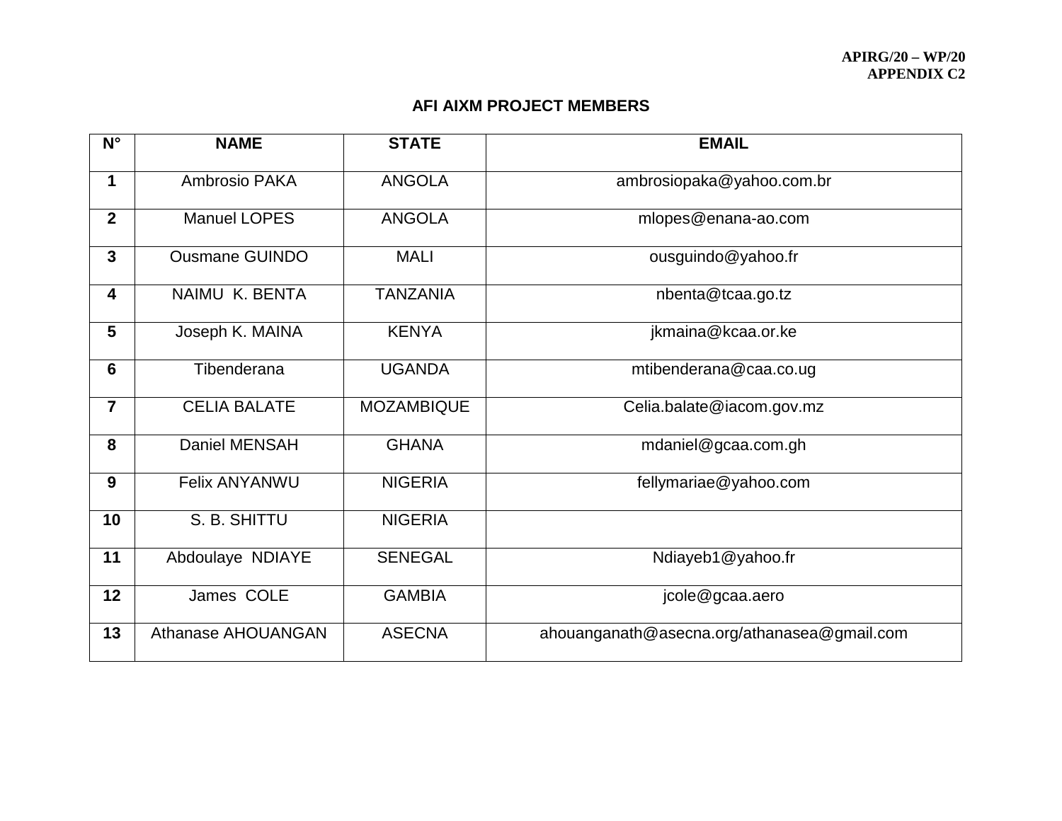APIRG/20 – WP/20
APPENDIX C2

## AFI AIXM PROJECT MEMBERS

| N° | NAME | STATE | EMAIL |
|---|---|---|---|
| 1 | Ambrosio PAKA | ANGOLA | ambrosiopaka@yahoo.com.br |
| 2 | Manuel LOPES | ANGOLA | mlopes@enana-ao.com |
| 3 | Ousmane GUINDO | MALI | ousguindo@yahoo.fr |
| 4 | NAIMU K. BENTA | TANZANIA | nbenta@tcaa.go.tz |
| 5 | Joseph K. MAINA | KENYA | jkmaina@kcaa.or.ke |
| 6 | Tibenderana | UGANDA | mtibenderana@caa.co.ug |
| 7 | CELIA BALATE | MOZAMBIQUE | Celia.balate@iacom.gov.mz |
| 8 | Daniel MENSAH | GHANA | mdaniel@gcaa.com.gh |
| 9 | Felix ANYANWU | NIGERIA | fellymariae@yahoo.com |
| 10 | S. B. SHITTU | NIGERIA | |
| 11 | Abdoulaye NDIAYE | SENEGAL | Ndiayeb1@yahoo.fr |
| 12 | James COLE | GAMBIA | jcole@gcaa.aero |
| 13 | Athanase AHOUANGAN | ASECNA | ahouanganath@asecna.org/athanasea@gmail.com |